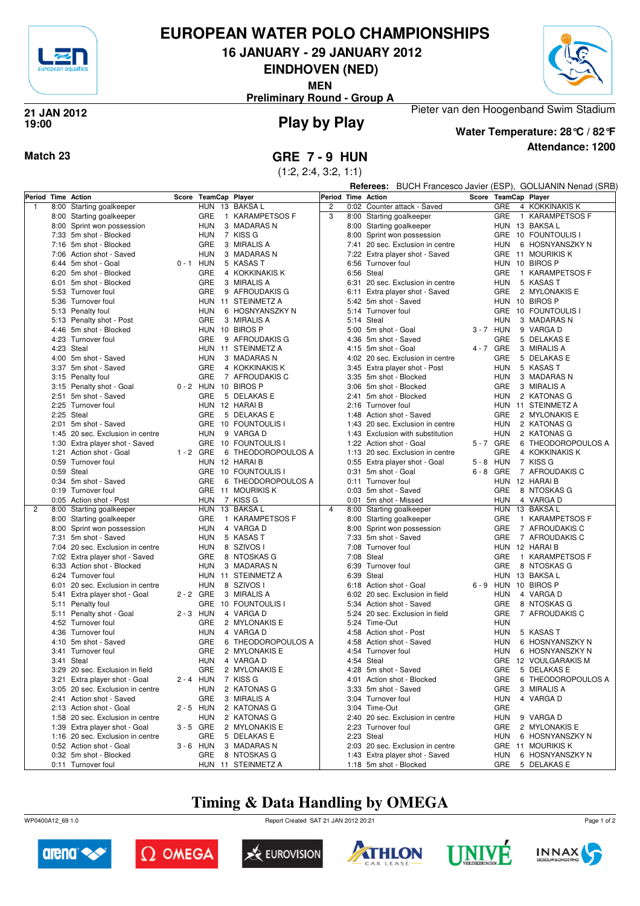# EUROPEAN WATER POLO CHAMPIONSHIPS

## 16 JANUARY - 29 JANUARY 2012

## EINDHOVEN (NED)

**MEN**

**Preliminary Round - Group A**

**21 JAN 2012**
**19:00**

## Play by Play

Pieter van den Hoogenband Swim Stadium

**Water Temperature: 28℃ / 82℉**

**Attendance: 1200**

**Match 23**

## GRE 7 - 9 HUN

(1:2, 2:4, 3:2, 1:1)

**Referees:** BUCH Francesco Javier (ESP), GOLIJANIN Nenad (SRB)

| Period | Time | Action | Score | TeamCap | | Player |
|---|---|---|---|---|---|---|
| 1 | 8:00 | Starting goalkeeper | | HUN | 13 | BAKSA L |
| | 8:00 | Starting goalkeeper | | GRE | 1 | KARAMPETSOS F |
| | 8:00 | Sprint won possession | | HUN | 3 | MADARAS N |
| | 7:33 | 5m shot - Blocked | | HUN | 7 | KISS G |
| | 7:16 | 5m shot - Blocked | | GRE | 3 | MIRALIS A |
| | 7:06 | Action shot - Saved | | HUN | 3 | MADARAS N |
| | 6:44 | 5m shot - Goal | 0 - 1 | HUN | 5 | KASAS T |
| | 6:20 | 5m shot - Blocked | | GRE | 4 | KOKKINAKIS K |
| | 6:01 | 5m shot - Blocked | | GRE | 3 | MIRALIS A |
| | 5:53 | Turnover foul | | GRE | 9 | AFROUDAKIS G |
| | 5:36 | Turnover foul | | HUN | 11 | STEINMETZ A |
| | 5:13 | Penalty foul | | HUN | 6 | HOSNYANSZKY N |
| | 5:13 | Penalty shot - Post | | GRE | 3 | MIRALIS A |
| | 4:46 | 5m shot - Blocked | | HUN | 10 | BIROS P |
| | 4:23 | Turnover foul | | GRE | 9 | AFROUDAKIS G |
| | 4:23 | Steal | | HUN | 11 | STEINMETZ A |
| | 4:00 | 5m shot - Saved | | HUN | 3 | MADARAS N |
| | 3:37 | 5m shot - Saved | | GRE | 4 | KOKKINAKIS K |
| | 3:15 | Penalty foul | | GRE | 7 | AFROUDAKIS C |
| | 3:15 | Penalty shot - Goal | 0 - 2 | HUN | 10 | BIROS P |
| | 2:51 | 5m shot - Saved | | GRE | 5 | DELAKAS E |
| | 2:25 | Turnover foul | | HUN | 12 | HARAI B |
| | 2:25 | Steal | | GRE | 5 | DELAKAS E |
| | 2:01 | 5m shot - Saved | | GRE | 10 | FOUNTOULIS I |
| | 1:45 | 20 sec. Exclusion in centre | | HUN | 9 | VARGA D |
| | 1:30 | Extra player shot - Saved | | GRE | 10 | FOUNTOULIS I |
| | 1:21 | Action shot - Goal | 1 - 2 | GRE | 6 | THEODOROPOULOS A |
| | 0:59 | Turnover foul | | HUN | 12 | HARAI B |
| | 0:59 | Steal | | GRE | 10 | FOUNTOULIS I |
| | 0:34 | 5m shot - Saved | | GRE | 6 | THEODOROPOULOS A |
| | 0:19 | Turnover foul | | GRE | 11 | MOURIKIS K |
| | 0:05 | Action shot - Post | | HUN | 7 | KISS G |
| 2 | 8:00 | Starting goalkeeper | | HUN | 13 | BAKSA L |
| | 8:00 | Starting goalkeeper | | GRE | 1 | KARAMPETSOS F |
| | 8:00 | Sprint won possession | | HUN | 4 | VARGA D |
| | 7:31 | 5m shot - Saved | | HUN | 5 | KASAS T |
| | 7:04 | 20 sec. Exclusion in centre | | HUN | 8 | SZIVOS I |
| | 7:02 | Extra player shot - Saved | | GRE | 8 | NTOSKAS G |
| | 6:33 | Action shot - Blocked | | HUN | 3 | MADARAS N |
| | 6:24 | Turnover foul | | HUN | 11 | STEINMETZ A |
| | 6:01 | 20 sec. Exclusion in centre | | HUN | 8 | SZIVOS I |
| | 5:41 | Extra player shot - Goal | 2 - 2 | GRE | 3 | MIRALIS A |
| | 5:11 | Penalty foul | | GRE | 10 | FOUNTOULIS I |
| | 5:11 | Penalty shot - Goal | 2 - 3 | HUN | 4 | VARGA D |
| | 4:52 | Turnover foul | | GRE | 2 | MYLONAKIS E |
| | 4:36 | Turnover foul | | HUN | 4 | VARGA D |
| | 4:10 | 5m shot - Saved | | GRE | 6 | THEODOROPOULOS A |
| | 3:41 | Turnover foul | | GRE | 2 | MYLONAKIS E |
| | 3:41 | Steal | | HUN | 4 | VARGA D |
| | 3:29 | 20 sec. Exclusion in field | | GRE | 2 | MYLONAKIS E |
| | 3:21 | Extra player shot - Goal | 2 - 4 | HUN | 7 | KISS G |
| | 3:05 | 20 sec. Exclusion in centre | | HUN | 2 | KATONAS G |
| | 2:41 | Action shot - Saved | | GRE | 3 | MIRALIS A |
| | 2:13 | Action shot - Goal | 2 - 5 | HUN | 2 | KATONAS G |
| | 1:58 | 20 sec. Exclusion in centre | | HUN | 2 | KATONAS G |
| | 1:39 | Extra player shot - Goal | 3 - 5 | GRE | 2 | MYLONAKIS E |
| | 1:16 | 20 sec. Exclusion in centre | | GRE | 5 | DELAKAS E |
| | 0:52 | Action shot - Goal | 3 - 6 | HUN | 3 | MADARAS N |
| | 0:32 | 5m shot - Blocked | | GRE | 8 | NTOSKAS G |
| | 0:11 | Turnover foul | | HUN | 11 | STEINMETZ A |
| 2 | 0:02 | Counter attack - Saved | | GRE | 4 | KOKKINAKIS K |
| 3 | 8:00 | Starting goalkeeper | | GRE | 1 | KARAMPETSOS F |
| | 8:00 | Starting goalkeeper | | HUN | 13 | BAKSA L |
| | 8:00 | Sprint won possession | | GRE | 10 | FOUNTOULIS I |
| | 7:41 | 20 sec. Exclusion in centre | | HUN | 6 | HOSNYANSZKY N |
| | 7:22 | Extra player shot - Saved | | GRE | 11 | MOURIKIS K |
| | 6:56 | Turnover foul | | HUN | 10 | BIROS P |
| | 6:56 | Steal | | GRE | 1 | KARAMPETSOS F |
| | 6:31 | 20 sec. Exclusion in centre | | HUN | 5 | KASAS T |
| | 6:11 | Extra player shot - Saved | | GRE | 2 | MYLONAKIS E |
| | 5:42 | 5m shot - Saved | | HUN | 10 | BIROS P |
| | 5:14 | Turnover foul | | GRE | 10 | FOUNTOULIS I |
| | 5:14 | Steal | | HUN | 3 | MADARAS N |
| | 5:00 | 5m shot - Goal | 3 - 7 | HUN | 9 | VARGA D |
| | 4:36 | 5m shot - Saved | | GRE | 5 | DELAKAS E |
| | 4:15 | 5m shot - Goal | 4 - 7 | GRE | 3 | MIRALIS A |
| | 4:02 | 20 sec. Exclusion in centre | | GRE | 5 | DELAKAS E |
| | 3:45 | Extra player shot - Post | | HUN | 5 | KASAS T |
| | 3:35 | 5m shot - Blocked | | HUN | 3 | MADARAS N |
| | 3:06 | 5m shot - Blocked | | GRE | 3 | MIRALIS A |
| | 2:41 | 5m shot - Blocked | | HUN | 2 | KATONAS G |
| | 2:16 | Turnover foul | | HUN | 11 | STEINMETZ A |
| | 1:48 | Action shot - Saved | | GRE | 2 | MYLONAKIS E |
| | 1:43 | 20 sec. Exclusion in centre | | HUN | 2 | KATONAS G |
| | 1:43 | Exclusion with substitution | | HUN | 2 | KATONAS G |
| | 1:22 | Action shot - Goal | 5 - 7 | GRE | 6 | THEODOROPOULOS A |
| | 1:13 | 20 sec. Exclusion in centre | | GRE | 4 | KOKKINAKIS K |
| | 0:55 | Extra player shot - Goal | 5 - 8 | HUN | 7 | KISS G |
| | 0:31 | 5m shot - Goal | 6 - 8 | GRE | 7 | AFROUDAKIS C |
| | 0:11 | Turnover foul | | HUN | 12 | HARAI B |
| | 0:03 | 5m shot - Saved | | GRE | 8 | NTOSKAS G |
| | 0:01 | 5m shot - Missed | | HUN | 4 | VARGA D |
| 4 | 8:00 | Starting goalkeeper | | HUN | 13 | BAKSA L |
| | 8:00 | Starting goalkeeper | | GRE | 1 | KARAMPETSOS F |
| | 8:00 | Sprint won possession | | GRE | 7 | AFROUDAKIS C |
| | 7:33 | 5m shot - Saved | | GRE | 7 | AFROUDAKIS C |
| | 7:08 | Turnover foul | | HUN | 12 | HARAI B |
| | 7:08 | Steal | | GRE | 1 | KARAMPETSOS F |
| | 6:39 | Turnover foul | | GRE | 8 | NTOSKAS G |
| | 6:39 | Steal | | HUN | 13 | BAKSA L |
| | 6:18 | Action shot - Goal | 6 - 9 | HUN | 10 | BIROS P |
| | 6:02 | 20 sec. Exclusion in field | | HUN | 4 | VARGA D |
| | 5:34 | Action shot - Saved | | GRE | 8 | NTOSKAS G |
| | 5:24 | 20 sec. Exclusion in field | | GRE | 7 | AFROUDAKIS C |
| | 5:24 | Time-Out | | HUN | | |
| | 4:58 | Action shot - Post | | HUN | 5 | KASAS T |
| | 4:58 | Action shot - Saved | | HUN | 6 | HOSNYANSZKY N |
| | 4:54 | Turnover foul | | HUN | 6 | HOSNYANSZKY N |
| | 4:54 | Steal | | GRE | 12 | VOULGARAKIS M |
| | 4:28 | 5m shot - Saved | | GRE | 5 | DELAKAS E |
| | 4:01 | Action shot - Blocked | | GRE | 6 | THEODOROPOULOS A |
| | 3:33 | 5m shot - Saved | | GRE | 3 | MIRALIS A |
| | 3:04 | Turnover foul | | HUN | 4 | VARGA D |
| | 3:04 | Time-Out | | GRE | | |
| | 2:40 | 20 sec. Exclusion in centre | | HUN | 9 | VARGA D |
| | 2:23 | Turnover foul | | GRE | 2 | MYLONAKIS E |
| | 2:23 | Steal | | HUN | 6 | HOSNYANSZKY N |
| | 2:03 | 20 sec. Exclusion in centre | | GRE | 11 | MOURIKIS K |
| | 1:43 | Extra player shot - Saved | | HUN | 6 | HOSNYANSZKY N |
| | 1:18 | 5m shot - Blocked | | GRE | 5 | DELAKAS E |

**Timing & Data Handling by OMEGA**

WP0400A12_69 1.0 Report Created SAT 21 JAN 2012 20:21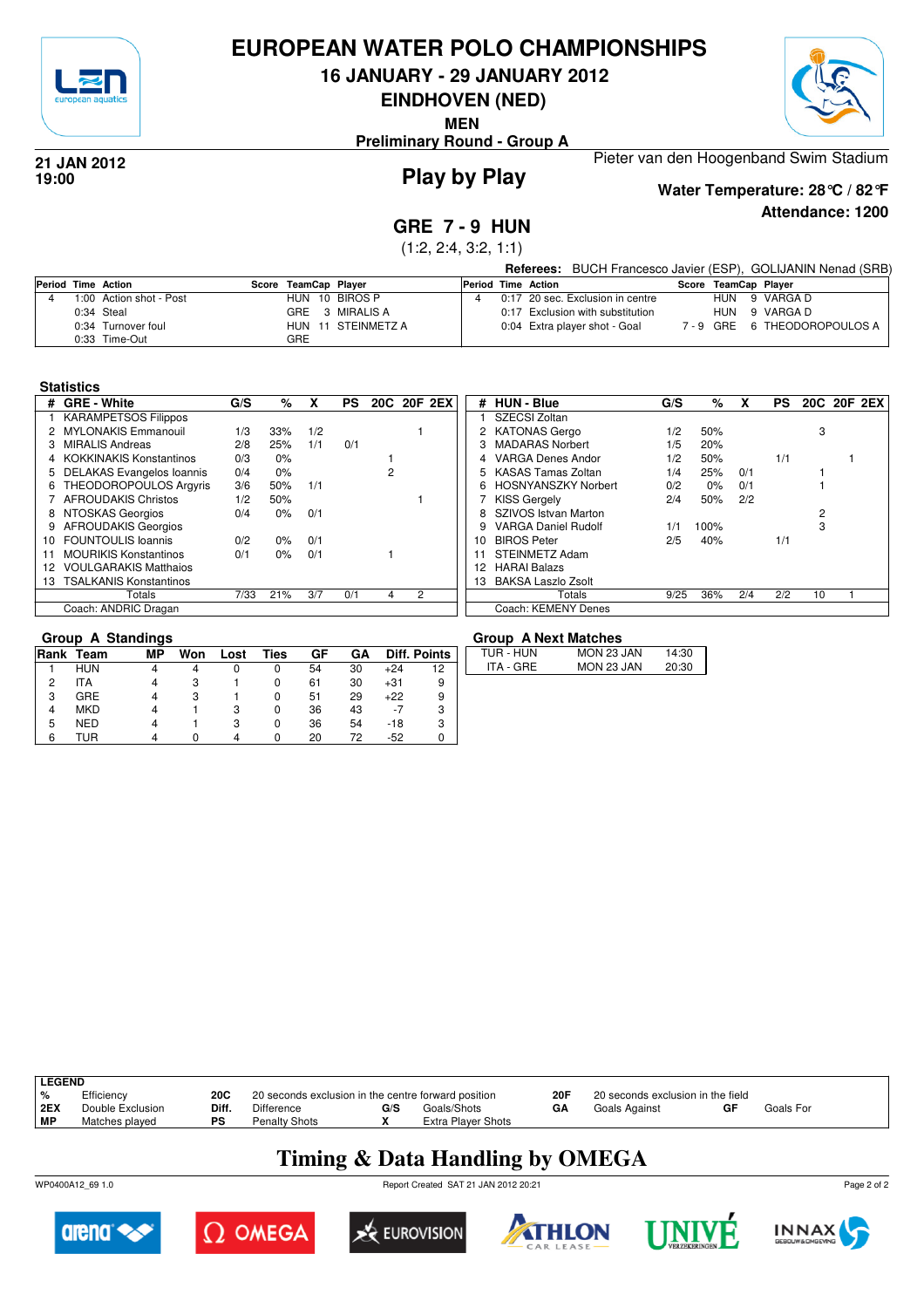# EUROPEAN WATER POLO CHAMPIONSHIPS

**16 JANUARY - 29 JANUARY 2012**

**EINDHOVEN (NED)**

**MEN**

**Preliminary Round - Group A**

**21 JAN 2012**
**19:00**

## Play by Play

Pieter van den Hoogenband Swim Stadium

**Water Temperature: 28°C / 82°F**

**Attendance: 1200**

### GRE 7 - 9 HUN

(1:2, 2:4, 3:2, 1:1)

**Referees:** BUCH Francesco Javier (ESP), GOLIJANIN Nenad (SRB)

| Period | Time | Action | Score | TeamCap | Player |
|---|---|---|---|---|---|
| 4 | 1:00 | Action shot - Post | | HUN 10 | BIROS P |
| | 0:34 | Steal | | GRE 3 | MIRALIS A |
| | 0:34 | Turnover foul | | HUN 11 | STEINMETZ A |
| | 0:33 | Time-Out | | GRE | |
| 4 | 0:17 | 20 sec. Exclusion in centre | | HUN 9 | VARGA D |
| | 0:17 | Exclusion with substitution | | HUN 9 | VARGA D |
| | 0:04 | Extra player shot - Goal | 7 - 9 | GRE 6 | THEODOROPOULOS A |

### Statistics

| # | GRE - White | G/S | % | X | PS | 20C | 20F | 2EX |
|---|---|---|---|---|---|---|---|---|
| 1 | KARAMPETSOS Filippos | | | | | | | |
| 2 | MYLONAKIS Emmanouil | 1/3 | 33% | 1/2 | | | 1 | |
| 3 | MIRALIS Andreas | 2/8 | 25% | 1/1 | 0/1 | | | |
| 4 | KOKKINAKIS Konstantinos | 0/3 | 0% | | | 1 | | |
| 5 | DELAKAS Evangelos Ioannis | 0/4 | 0% | | | 2 | | |
| 6 | THEODOROPOULOS Argyris | 3/6 | 50% | 1/1 | | | | |
| 7 | AFROUDAKIS Christos | 1/2 | 50% | | | | 1 | |
| 8 | NTOSKAS Georgios | 0/4 | 0% | 0/1 | | | | |
| 9 | AFROUDAKIS Georgios | | | | | | | |
| 10 | FOUNTOULIS Ioannis | 0/2 | 0% | 0/1 | | | | |
| 11 | MOURIKIS Konstantinos | 0/1 | 0% | 0/1 | | 1 | | |
| 12 | VOULGARAKIS Matthaios | | | | | | | |
| 13 | TSALKANIS Konstantinos | | | | | | | |
| | Totals | 7/33 | 21% | 3/7 | 0/1 | 4 | 2 | |
| | Coach: ANDRIC Dragan | | | | | | | |

| # | HUN - Blue | G/S | % | X | PS | 20C | 20F | 2EX |
|---|---|---|---|---|---|---|---|---|
| 1 | SZECSI Zoltan | | | | | | | |
| 2 | KATONAS Gergo | 1/2 | 50% | | | | 3 | |
| 3 | MADARAS Norbert | 1/5 | 20% | | | | | |
| 4 | VARGA Denes Andor | 1/2 | 50% | | 1/1 | | | 1 |
| 5 | KASAS Tamas Zoltan | 1/4 | 25% | 0/1 | | | 1 | |
| 6 | HOSNYANSZKY Norbert | 0/2 | 0% | 0/1 | | | 1 | |
| 7 | KISS Gergely | 2/4 | 50% | 2/2 | | | | |
| 8 | SZIVOS Istvan Marton | | | | | | 2 | |
| 9 | VARGA Daniel Rudolf | 1/1 | 100% | | | | 3 | |
| 10 | BIROS Peter | 2/5 | 40% | | 1/1 | | | |
| 11 | STEINMETZ Adam | | | | | | | |
| 12 | HARAI Balazs | | | | | | | |
| 13 | BAKSA Laszlo Zsolt | | | | | | | |
| | Totals | 9/25 | 36% | 2/4 | 2/2 | | 10 | 1 |
| | Coach: KEMENY Denes | | | | | | | |

### Group A Standings

| Rank | Team | MP | Won | Lost | Ties | GF | GA | Diff. | Points |
|---|---|---|---|---|---|---|---|---|---|
| 1 | HUN | 4 | 4 | 0 | 0 | 54 | 30 | +24 | 12 |
| 2 | ITA | 4 | 3 | 1 | 0 | 61 | 30 | +31 | 9 |
| 3 | GRE | 4 | 3 | 1 | 0 | 51 | 29 | +22 | 9 |
| 4 | MKD | 4 | 1 | 3 | 0 | 36 | 43 | -7 | 3 |
| 5 | NED | 4 | 1 | 3 | 0 | 36 | 54 | -18 | 3 |
| 6 | TUR | 4 | 0 | 4 | 0 | 20 | 72 | -52 | 0 |

### Group A Next Matches

| | | |
|---|---|---|
| TUR - HUN | MON 23 JAN | 14:30 |
| ITA - GRE | MON 23 JAN | 20:30 |

**LEGEND**

| | | | | | | | | | |
|---|---|---|---|---|---|---|---|---|---|
| % | Efficiency | 20C | 20 seconds exclusion in the centre forward position | | | 20F | 20 seconds exclusion in the field | | |
| 2EX | Double Exclusion | Diff. | Difference | G/S | Goals/Shots | GA | Goals Against | GF | Goals For |
| MP | Matches played | PS | Penalty Shots | X | Extra Player Shots | | | | |

## Timing & Data Handling by OMEGA

WP0400A12_69 1.0 Report Created SAT 21 JAN 2012 20:21